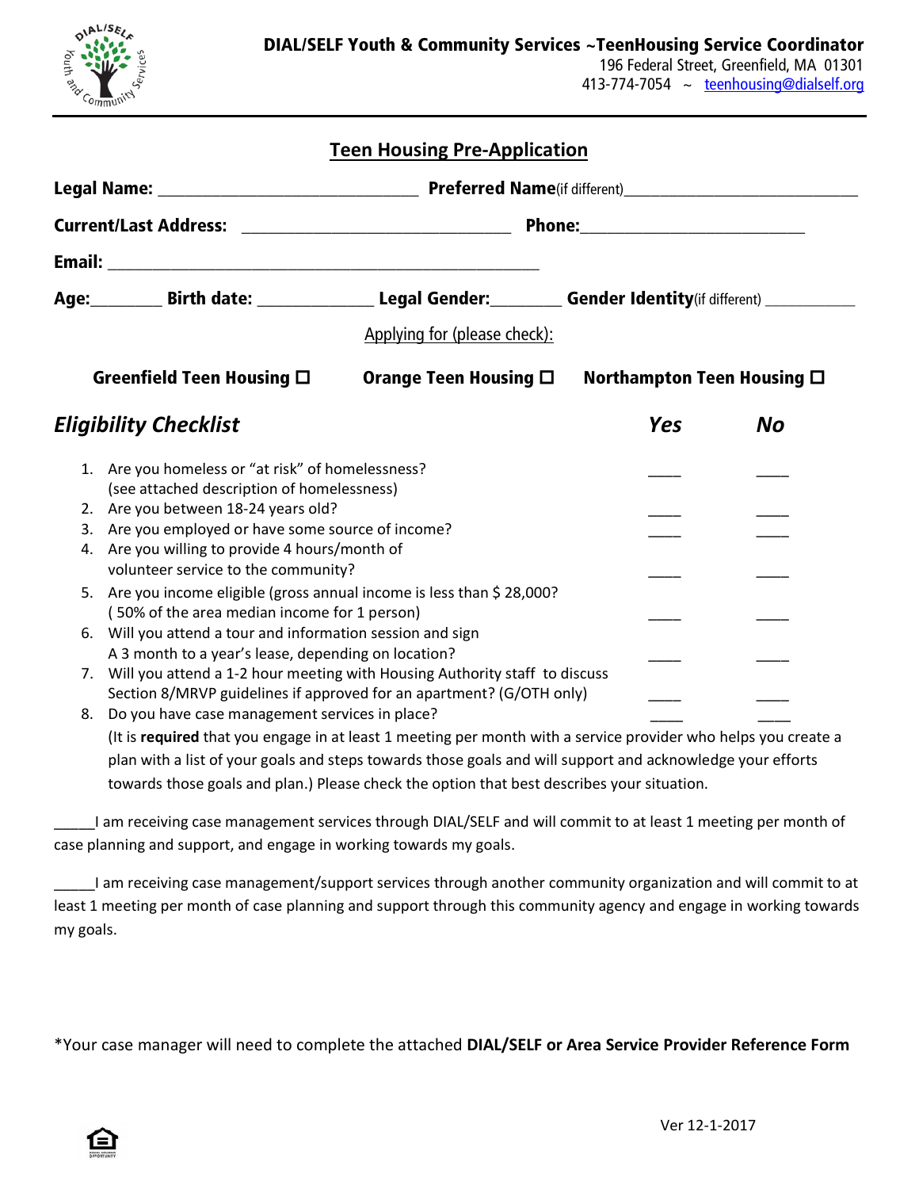**DIAL/SELF Youth & Community Services ~TeenHousing Service Coordinator**
196 Federal Street, Greenfield, MA 01301
413-774-7054 ~ teenhousing@dialself.org

## Teen Housing Pre-Application

**Legal Name:** ____________________________ **Preferred Name**(if different)___________________________

**Current/Last Address:** _____________________________ **Phone:**________________________

**Email:** _______________________________________________

**Age:**_______ **Birth date:** ____________ **Legal Gender:**_______ **Gender Identity**(if different) ___________

Applying for (please check):

**Greenfield Teen Housing** ☐ **Orange Teen Housing** ☐ **Northampton Teen Housing** ☐

## *Eligibility Checklist*

| | ***Yes*** | ***No*** |
|---|---|---|
| 1. Are you homeless or "at risk" of homelessness? (see attached description of homelessness) | ____ | ____ |
| 2. Are you between 18-24 years old? | ____ | ____ |
| 3. Are you employed or have some source of income? | ____ | ____ |
| 4. Are you willing to provide 4 hours/month of volunteer service to the community? | ____ | ____ |
| 5. Are you income eligible (gross annual income is less than $ 28,000? ( 50% of the area median income for 1 person) | ____ | ____ |
| 6. Will you attend a tour and information session and sign A 3 month to a year's lease, depending on location? | ____ | ____ |
| 7. Will you attend a 1-2 hour meeting with Housing Authority staff to discuss Section 8/MRVP guidelines if approved for an apartment? (G/OTH only) | ____ | ____ |
| 8. Do you have case management services in place? | ____ | ____ |

(It is **required** that you engage in at least 1 meeting per month with a service provider who helps you create a plan with a list of your goals and steps towards those goals and will support and acknowledge your efforts towards those goals and plan.) Please check the option that best describes your situation.

_____I am receiving case management services through DIAL/SELF and will commit to at least 1 meeting per month of case planning and support, and engage in working towards my goals.

_____I am receiving case management/support services through another community organization and will commit to at least 1 meeting per month of case planning and support through this community agency and engage in working towards my goals.

*Your case manager will need to complete the attached **DIAL/SELF or Area Service Provider Reference Form**

Ver 12-1-2017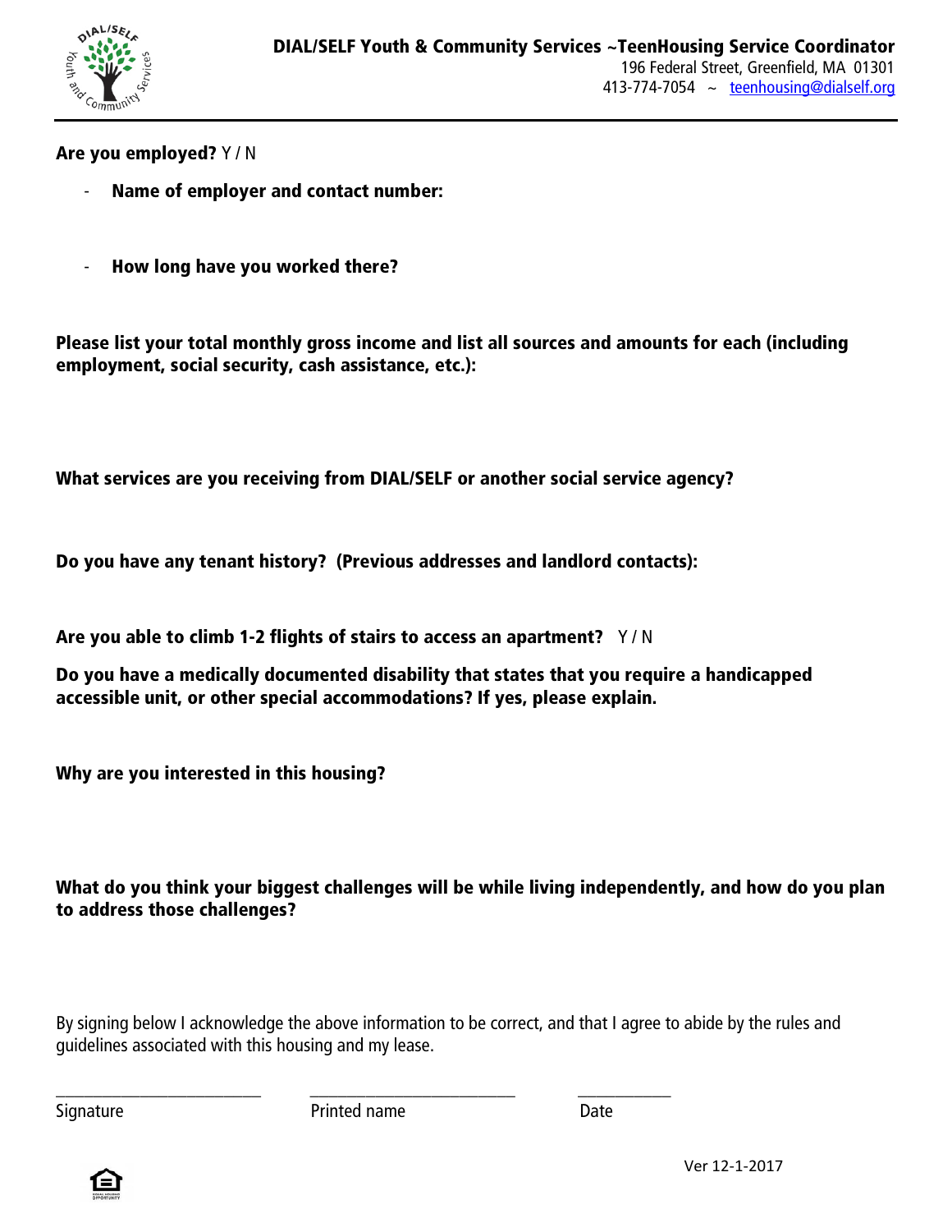**Are you employed?** Y / N

- **Name of employer and contact number:**

- **How long have you worked there?**

**Please list your total monthly gross income and list all sources and amounts for each (including employment, social security, cash assistance, etc.):**

**What services are you receiving from DIAL/SELF or another social service agency?**

**Do you have any tenant history? (Previous addresses and landlord contacts):**

**Are you able to climb 1-2 flights of stairs to access an apartment?** Y / N

**Do you have a medically documented disability that states that you require a handicapped accessible unit, or other special accommodations? If yes, please explain.**

**Why are you interested in this housing?**

**What do you think your biggest challenges will be while living independently, and how do you plan to address those challenges?**

By signing below I acknowledge the above information to be correct, and that I agree to abide by the rules and guidelines associated with this housing and my lease.

\_\_\_\_\_\_\_\_\_\_\_\_\_\_\_\_\_\_\_\_\_\_\_\_ \_\_\_\_\_\_\_\_\_\_\_\_\_\_\_\_\_\_\_\_\_\_\_\_ \_\_\_\_\_\_\_\_\_\_\_

Signature Printed name Date

Ver 12-1-2017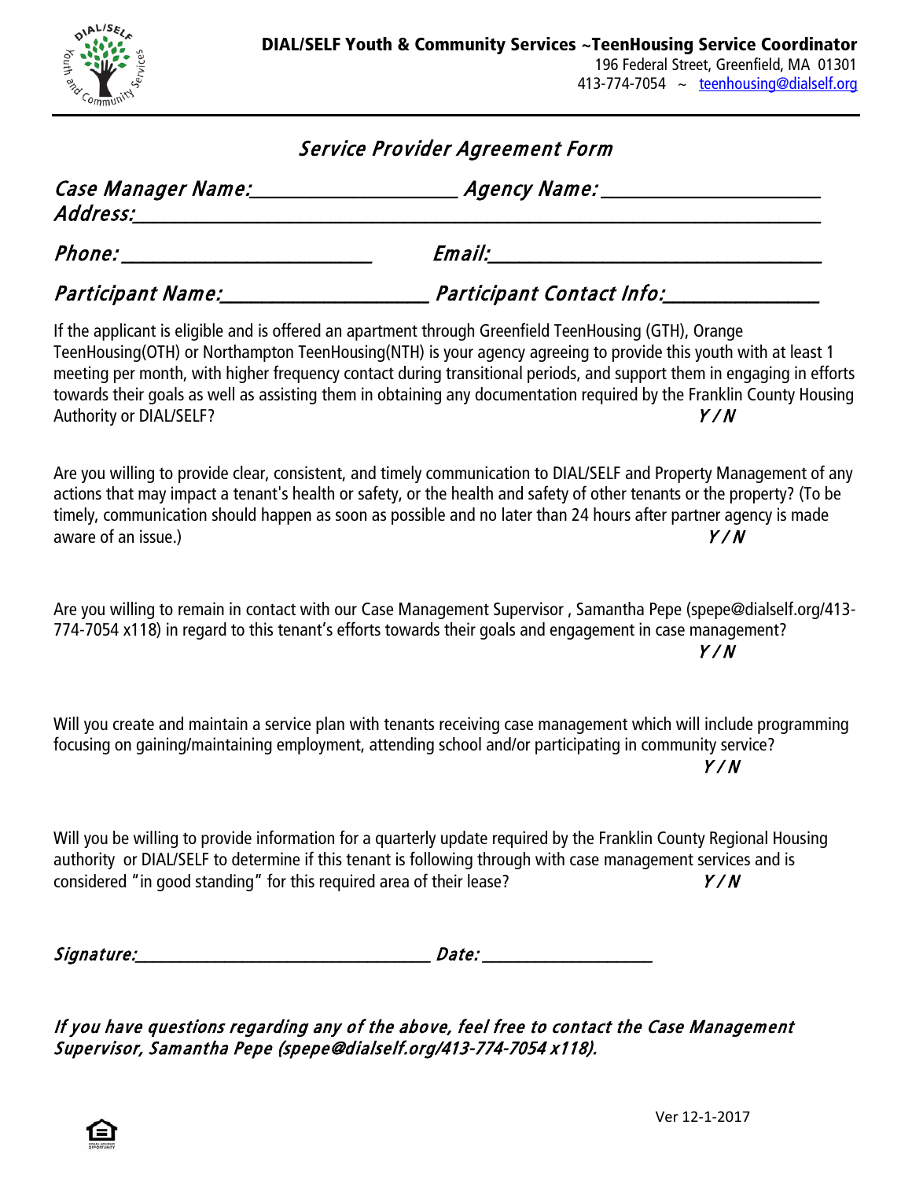**DIAL/SELF Youth & Community Services ~TeenHousing Service Coordinator**
196 Federal Street, Greenfield, MA 01301
413-774-7054 ~ teenhousing@dialself.org

## *Service Provider Agreement Form*

*Case Manager Name:*___________________ *Agency Name:* ____________________
*Address:*_____________________________________________________________

*Phone:* ______________________ *Email:*______________________________

*Participant Name:*___________________ *Participant Contact Info:*______________

If the applicant is eligible and is offered an apartment through Greenfield TeenHousing (GTH), Orange TeenHousing(OTH) or Northampton TeenHousing(NTH) is your agency agreeing to provide this youth with at least 1 meeting per month, with higher frequency contact during transitional periods, and support them in engaging in efforts towards their goals as well as assisting them in obtaining any documentation required by the Franklin County Housing Authority or DIAL/SELF? *Y / N*

Are you willing to provide clear, consistent, and timely communication to DIAL/SELF and Property Management of any actions that may impact a tenant's health or safety, or the health and safety of other tenants or the property? (To be timely, communication should happen as soon as possible and no later than 24 hours after partner agency is made aware of an issue.) *Y / N*

Are you willing to remain in contact with our Case Management Supervisor , Samantha Pepe (spepe@dialself.org/413-774-7054 x118) in regard to this tenant's efforts towards their goals and engagement in case management? *Y / N*

Will you create and maintain a service plan with tenants receiving case management which will include programming focusing on gaining/maintaining employment, attending school and/or participating in community service? *Y / N*

Will you be willing to provide information for a quarterly update required by the Franklin County Regional Housing authority or DIAL/SELF to determine if this tenant is following through with case management services and is considered "in good standing" for this required area of their lease? *Y / N*

*Signature:*______________________________ *Date:* ___________________

*If you have questions regarding any of the above, feel free to contact the Case Management Supervisor, Samantha Pepe (spepe@dialself.org/413-774-7054 x118).*

Ver 12-1-2017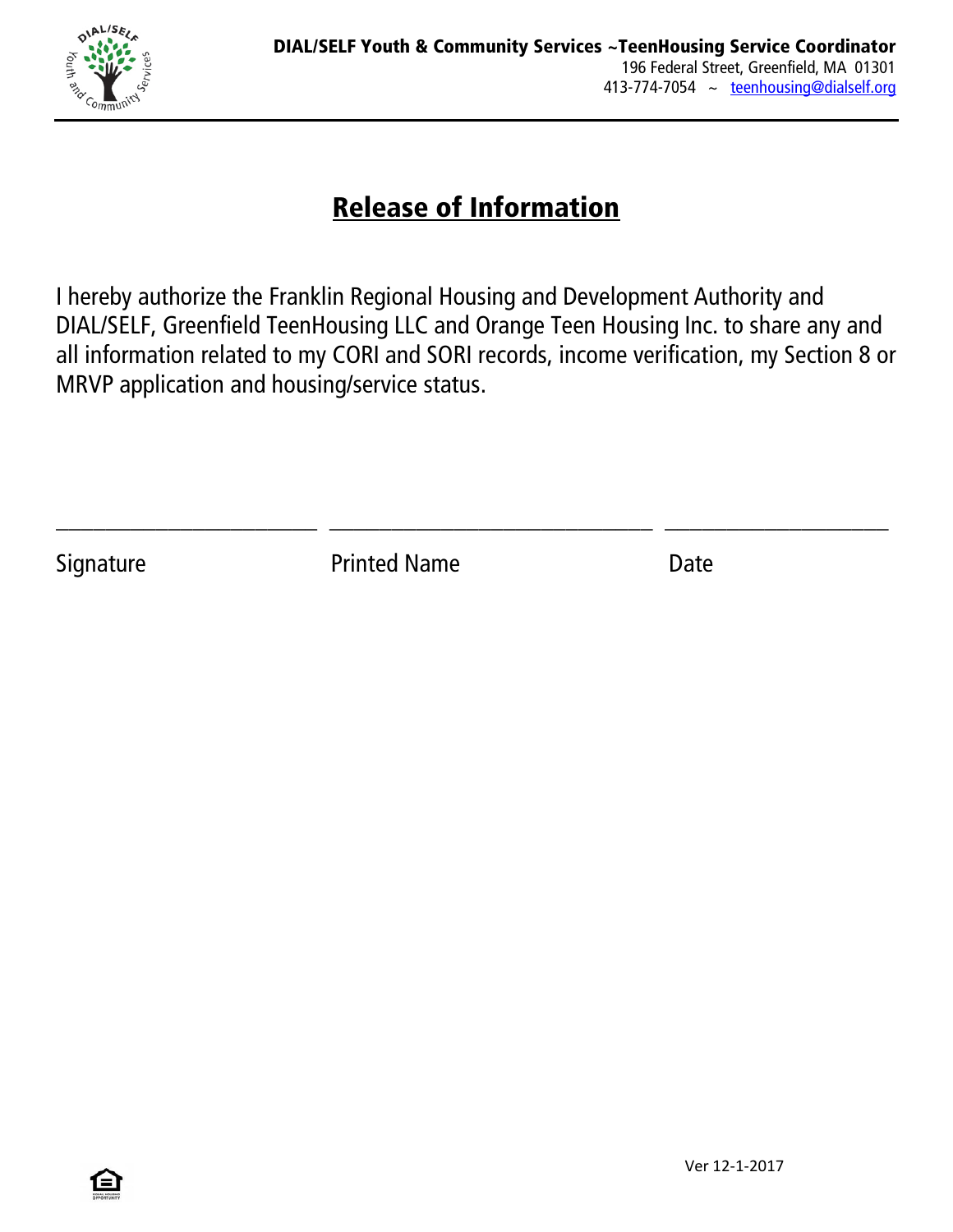**DIAL/SELF Youth & Community Services ~TeenHousing Service Coordinator**
196 Federal Street, Greenfield, MA 01301
413-774-7054 ~ teenhousing@dialself.org

# Release of Information

I hereby authorize the Franklin Regional Housing and Development Authority and DIAL/SELF, Greenfield TeenHousing LLC and Orange Teen Housing Inc. to share any and all information related to my CORI and SORI records, income verification, my Section 8 or MRVP application and housing/service status.

_________________________ ______________________________ _____________________

Signature Printed Name Date

Ver 12-1-2017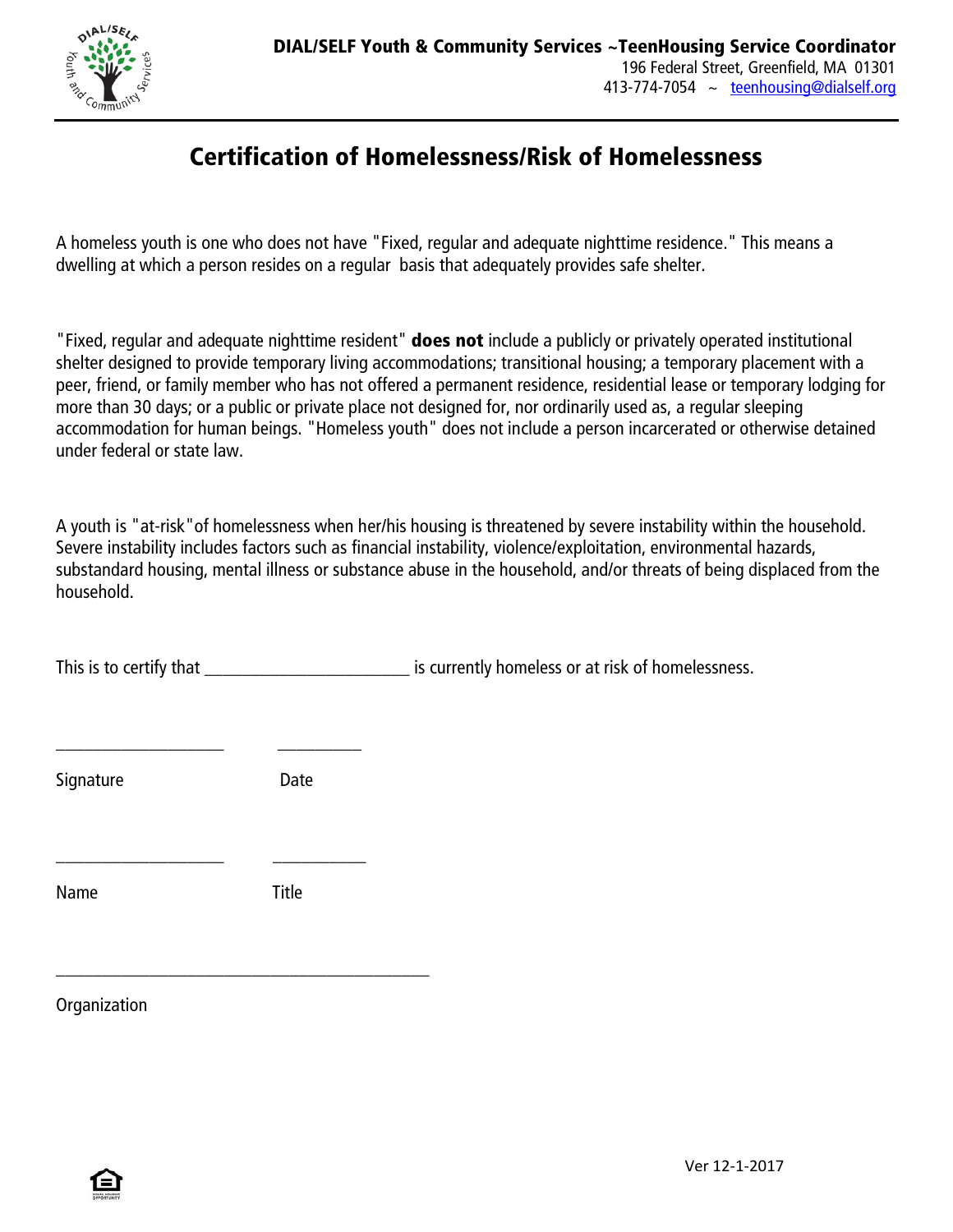**DIAL/SELF Youth & Community Services ~TeenHousing Service Coordinator**
196 Federal Street, Greenfield, MA 01301
413-774-7054 ~ teenhousing@dialself.org

# Certification of Homelessness/Risk of Homelessness

A homeless youth is one who does not have "Fixed, regular and adequate nighttime residence." This means a dwelling at which a person resides on a regular basis that adequately provides safe shelter.

"Fixed, regular and adequate nighttime resident" **does not** include a publicly or privately operated institutional shelter designed to provide temporary living accommodations; transitional housing; a temporary placement with a peer, friend, or family member who has not offered a permanent residence, residential lease or temporary lodging for more than 30 days; or a public or private place not designed for, nor ordinarily used as, a regular sleeping accommodation for human beings. "Homeless youth" does not include a person incarcerated or otherwise detained under federal or state law.

A youth is "at-risk"of homelessness when her/his housing is threatened by severe instability within the household. Severe instability includes factors such as financial instability, violence/exploitation, environmental hazards, substandard housing, mental illness or substance abuse in the household, and/or threats of being displaced from the household.

This is to certify that ________________________ is currently homeless or at risk of homelessness.

____________________ __________

Signature Date

____________________ ___________

Name Title

____________________________________________

Organization

Ver 12-1-2017